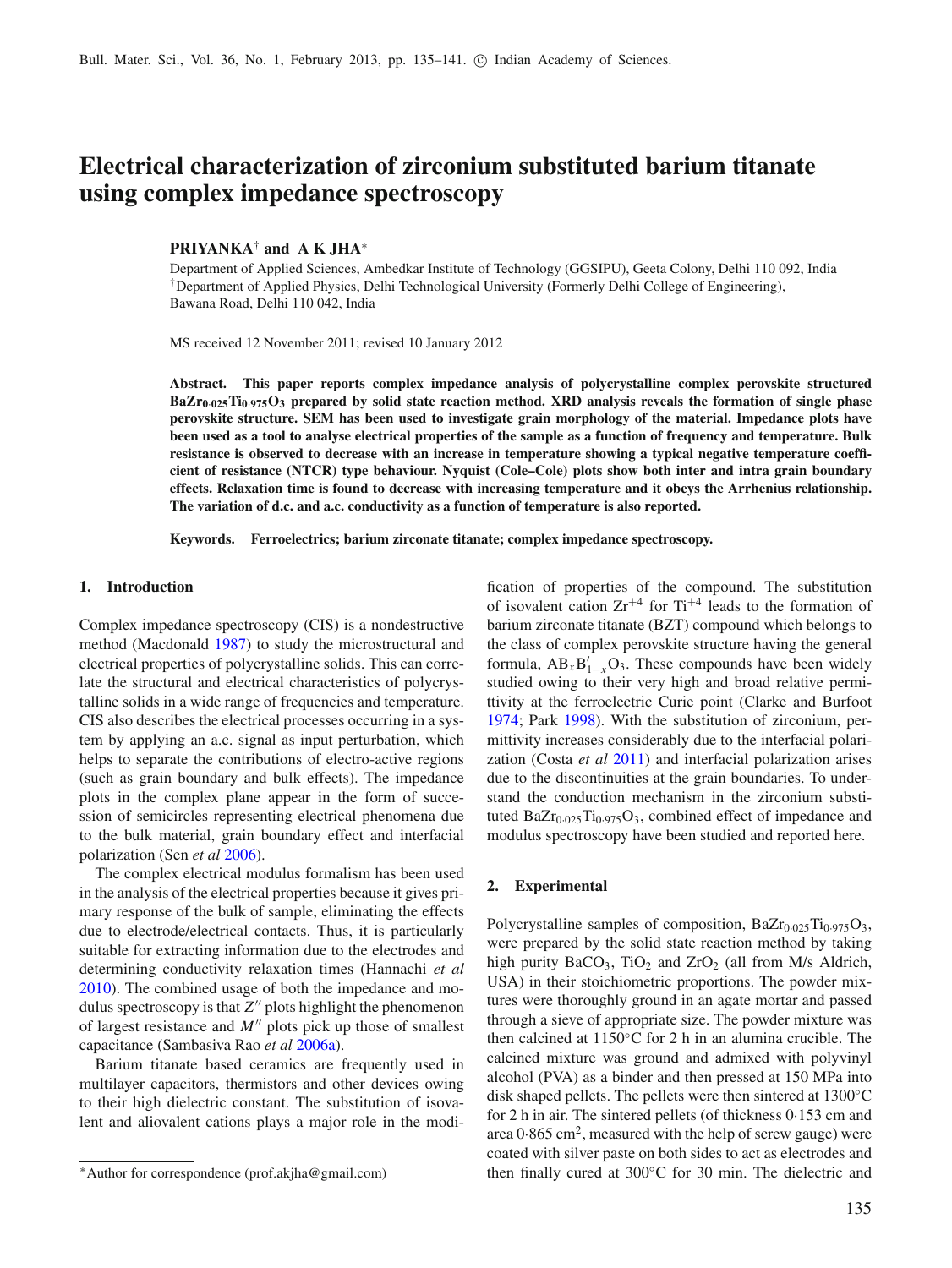# Electrical characterization of zirconium substituted barium titanate using complex impedance spectroscopy

**PRIYANKA[†] and A K JHA[*]**

Department of Applied Sciences, Ambedkar Institute of Technology (GGSIPU), Geeta Colony, Delhi 110 092, India
[†]Department of Applied Physics, Delhi Technological University (Formerly Delhi College of Engineering), Bawana Road, Delhi 110 042, India

MS received 12 November 2011; revised 10 January 2012

**Abstract. This paper reports complex impedance analysis of polycrystalline complex perovskite structured $BaZr_{0\cdot025}Ti_{0\cdot975}O_3$ prepared by solid state reaction method. XRD analysis reveals the formation of single phase perovskite structure. SEM has been used to investigate grain morphology of the material. Impedance plots have been used as a tool to analyse electrical properties of the sample as a function of frequency and temperature. Bulk resistance is observed to decrease with an increase in temperature showing a typical negative temperature coefficient of resistance (NTCR) type behaviour. Nyquist (Cole–Cole) plots show both inter and intra grain boundary effects. Relaxation time is found to decrease with increasing temperature and it obeys the Arrhenius relationship. The variation of d.c. and a.c. conductivity as a function of temperature is also reported.**

**Keywords. Ferroelectrics; barium zirconate titanate; complex impedance spectroscopy.**

## 1. Introduction

Complex impedance spectroscopy (CIS) is a nondestructive method (Macdonald 1987) to study the microstructural and electrical properties of polycrystalline solids. This can correlate the structural and electrical characteristics of polycrystalline solids in a wide range of frequencies and temperature. CIS also describes the electrical processes occurring in a system by applying an a.c. signal as input perturbation, which helps to separate the contributions of electro-active regions (such as grain boundary and bulk effects). The impedance plots in the complex plane appear in the form of succession of semicircles representing electrical phenomena due to the bulk material, grain boundary effect and interfacial polarization (Sen *et al* 2006).

The complex electrical modulus formalism has been used in the analysis of the electrical properties because it gives primary response of the bulk of sample, eliminating the effects due to electrode/electrical contacts. Thus, it is particularly suitable for extracting information due to the electrodes and determining conductivity relaxation times (Hannachi *et al* 2010). The combined usage of both the impedance and modulus spectroscopy is that $Z''$ plots highlight the phenomenon of largest resistance and $M''$ plots pick up those of smallest capacitance (Sambasiva Rao *et al* 2006a).

Barium titanate based ceramics are frequently used in multilayer capacitors, thermistors and other devices owing to their high dielectric constant. The substitution of isovalent and aliovalent cations plays a major role in the modification of properties of the compound. The substitution of isovalent cation $Zr^{+4}$ for $Ti^{+4}$ leads to the formation of barium zirconate titanate (BZT) compound which belongs to the class of complex perovskite structure having the general formula, $AB_xB'_{1-x}O_3$. These compounds have been widely studied owing to their very high and broad relative permittivity at the ferroelectric Curie point (Clarke and Burfoot 1974; Park 1998). With the substitution of zirconium, permittivity increases considerably due to the interfacial polarization (Costa *et al* 2011) and interfacial polarization arises due to the discontinuities at the grain boundaries. To understand the conduction mechanism in the zirconium substituted $BaZr_{0.025}Ti_{0.975}O_3$, combined effect of impedance and modulus spectroscopy have been studied and reported here.

## 2. Experimental

Polycrystalline samples of composition, $BaZr_{0.025}Ti_{0.975}O_3$, were prepared by the solid state reaction method by taking high purity $BaCO_3$, $TiO_2$ and $ZrO_2$ (all from M/s Aldrich, USA) in their stoichiometric proportions. The powder mixtures were thoroughly ground in an agate mortar and passed through a sieve of appropriate size. The powder mixture was then calcined at 1150°C for 2 h in an alumina crucible. The calcined mixture was ground and admixed with polyvinyl alcohol (PVA) as a binder and then pressed at 150 MPa into disk shaped pellets. The pellets were then sintered at 1300°C for 2 h in air. The sintered pellets (of thickness 0·153 cm and area 0·865 $cm^2$, measured with the help of screw gauge) were coated with silver paste on both sides to act as electrodes and then finally cured at 300°C for 30 min. The dielectric and

[*]Author for correspondence (prof.akjha@gmail.com)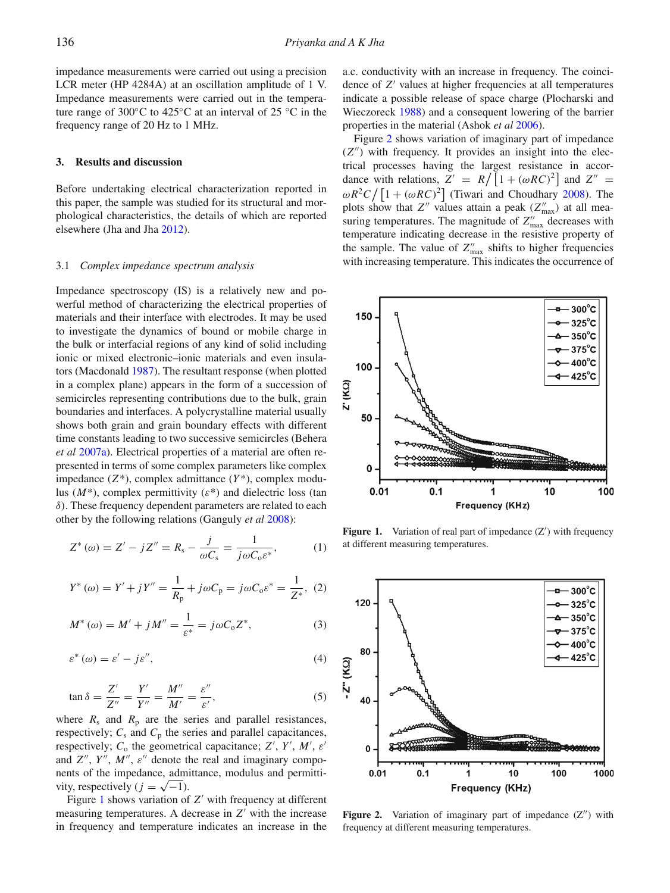impedance measurements were carried out using a precision LCR meter (HP 4284A) at an oscillation amplitude of 1 V. Impedance measurements were carried out in the temperature range of 300°C to 425°C at an interval of 25 °C in the frequency range of 20 Hz to 1 MHz.

## 3. Results and discussion

Before undertaking electrical characterization reported in this paper, the sample was studied for its structural and morphological characteristics, the details of which are reported elsewhere (Jha and Jha 2012).

### 3.1 *Complex impedance spectrum analysis*

Impedance spectroscopy (IS) is a relatively new and powerful method of characterizing the electrical properties of materials and their interface with electrodes. It may be used to investigate the dynamics of bound or mobile charge in the bulk or interfacial regions of any kind of solid including ionic or mixed electronic–ionic materials and even insulators (Macdonald 1987). The resultant response (when plotted in a complex plane) appears in the form of a succession of semicircles representing contributions due to the bulk, grain boundaries and interfaces. A polycrystalline material usually shows both grain and grain boundary effects with different time constants leading to two successive semicircles (Behera *et al* 2007a). Electrical properties of a material are often represented in terms of some complex parameters like complex impedance ($Z^*$), complex admittance ($Y^*$), complex modulus ($M^*$), complex permittivity ($\varepsilon^*$) and dielectric loss (tan $\delta$). These frequency dependent parameters are related to each other by the following relations (Ganguly *et al* 2008):

$$Z^*(\omega) = Z' - jZ'' = R_s - \frac{j}{\omega C_s} = \frac{1}{j\omega C_o \varepsilon^*}, \quad (1)$$

$$Y^*(\omega) = Y' + jY'' = \frac{1}{R_p} + j\omega C_p = j\omega C_o \varepsilon^* = \frac{1}{Z^*}, \quad (2)$$

$$M^*(\omega) = M' + jM'' = \frac{1}{\varepsilon^*} = j\omega C_o Z^*, \quad (3)$$

$$\varepsilon^*(\omega) = \varepsilon' - j\varepsilon'', \quad (4)$$

$$\tan\delta = \frac{Z'}{Z''} = \frac{Y'}{Y''} = \frac{M''}{M'} = \frac{\varepsilon''}{\varepsilon'}, \quad (5)$$

where $R_s$ and $R_p$ are the series and parallel resistances, respectively; $C_s$ and $C_p$ the series and parallel capacitances, respectively; $C_o$ the geometrical capacitance; $Z'$, $Y'$, $M'$, $\varepsilon'$ and $Z''$, $Y''$, $M''$, $\varepsilon''$ denote the real and imaginary components of the impedance, admittance, modulus and permittivity, respectively ($j = \sqrt{-1}$).

Figure 1 shows variation of $Z'$ with frequency at different measuring temperatures. A decrease in $Z'$ with the increase in frequency and temperature indicates an increase in the a.c. conductivity with an increase in frequency. The coincidence of $Z'$ values at higher frequencies at all temperatures indicate a possible release of space charge (Plocharski and Wieczoreck 1988) and a consequent lowering of the barrier properties in the material (Ashok *et al* 2006).

Figure 2 shows variation of imaginary part of impedance ($Z''$) with frequency. It provides an insight into the electrical processes having the largest resistance in accordance with relations, $Z' = R/\left[1 + (\omega RC)^2\right]$ and $Z'' = \omega R^2 C/\left[1 + (\omega RC)^2\right]$ (Tiwari and Choudhary 2008). The plots show that $Z''$ values attain a peak ($Z''_{\max}$) at all measuring temperatures. The magnitude of $Z''_{\max}$ decreases with temperature indicating decrease in the resistive property of the sample. The value of $Z''_{\max}$ shifts to higher frequencies with increasing temperature. This indicates the occurrence of

**Figure 1.** Variation of real part of impedance (Z′) with frequency at different measuring temperatures.

**Figure 2.** Variation of imaginary part of impedance (Z″) with frequency at different measuring temperatures.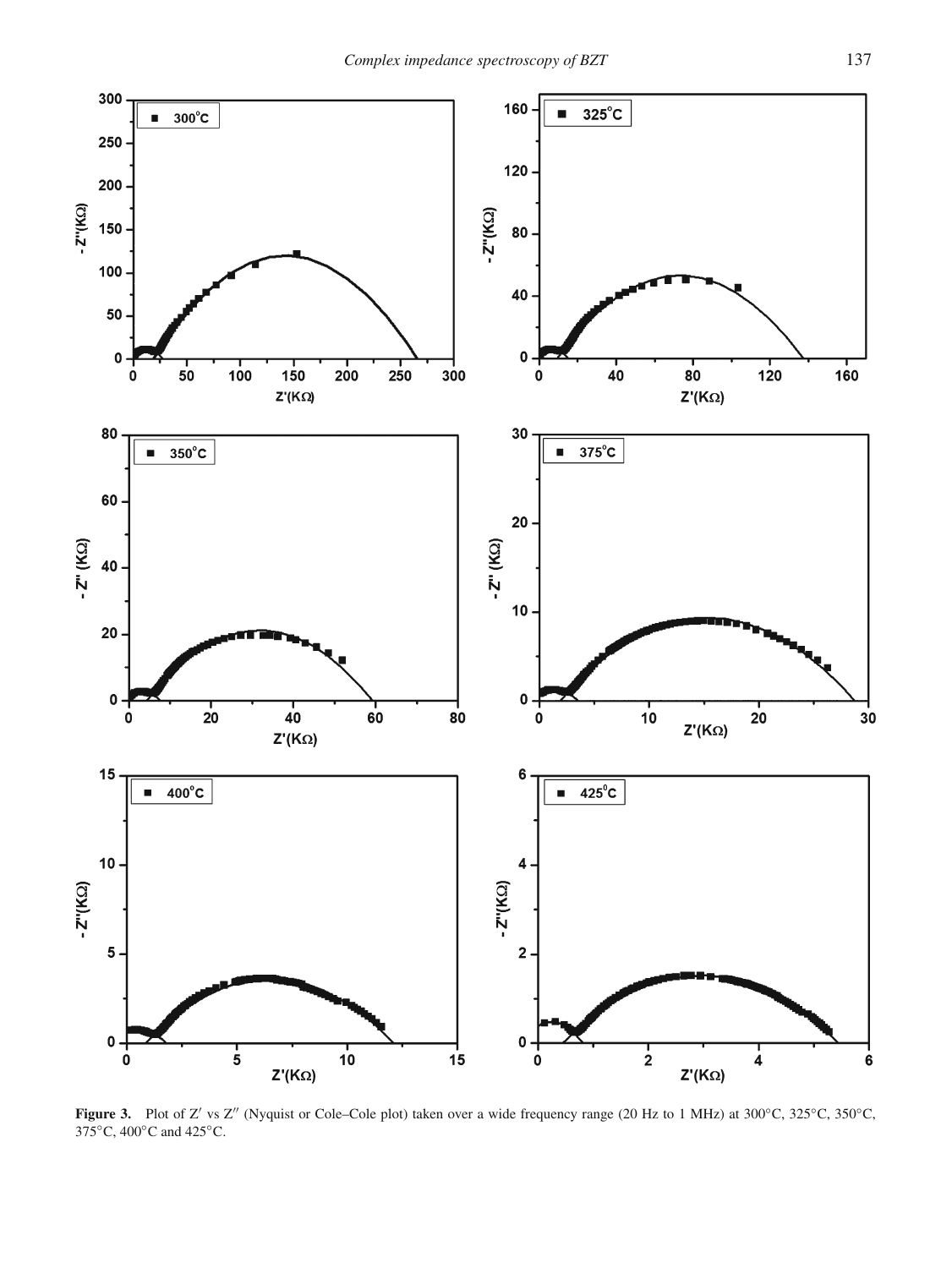**Figure 3.** Plot of Z′ vs Z″ (Nyquist or Cole–Cole plot) taken over a wide frequency range (20 Hz to 1 MHz) at 300°C, 325°C, 350°C, 375°C, 400°C and 425°C.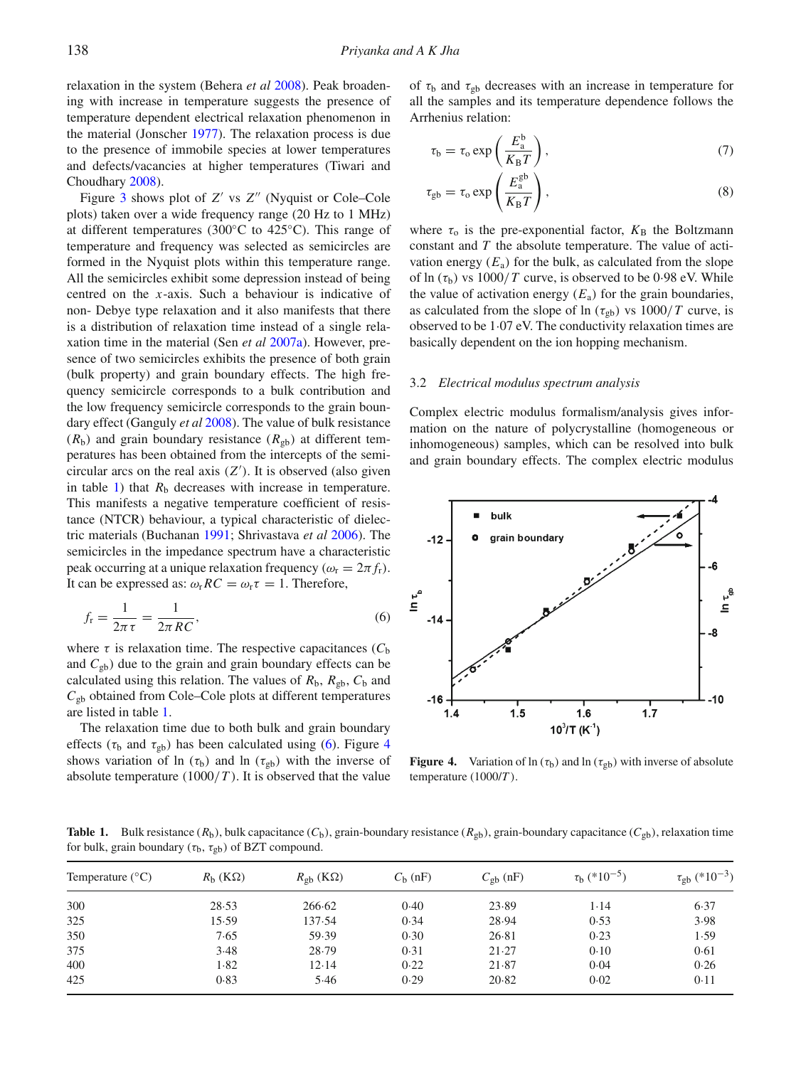relaxation in the system (Behera *et al* 2008). Peak broadening with increase in temperature suggests the presence of temperature dependent electrical relaxation phenomenon in the material (Jonscher 1977). The relaxation process is due to the presence of immobile species at lower temperatures and defects/vacancies at higher temperatures (Tiwari and Choudhary 2008).

Figure 3 shows plot of $Z'$ vs $Z''$ (Nyquist or Cole–Cole plots) taken over a wide frequency range (20 Hz to 1 MHz) at different temperatures (300°C to 425°C). This range of temperature and frequency was selected as semicircles are formed in the Nyquist plots within this temperature range. All the semicircles exhibit some depression instead of being centred on the $x$-axis. Such a behaviour is indicative of non- Debye type relaxation and it also manifests that there is a distribution of relaxation time instead of a single relaxation time in the material (Sen *et al* 2007a). However, presence of two semicircles exhibits the presence of both grain (bulk property) and grain boundary effects. The high frequency semicircle corresponds to a bulk contribution and the low frequency semicircle corresponds to the grain boundary effect (Ganguly *et al* 2008). The value of bulk resistance ($R_b$) and grain boundary resistance ($R_{gb}$) at different temperatures has been obtained from the intercepts of the semicircular arcs on the real axis ($Z'$). It is observed (also given in table 1) that $R_b$ decreases with increase in temperature. This manifests a negative temperature coefficient of resistance (NTCR) behaviour, a typical characteristic of dielectric materials (Buchanan 1991; Shrivastava *et al* 2006). The semicircles in the impedance spectrum have a characteristic peak occurring at a unique relaxation frequency ($\omega_r = 2\pi f_r$). It can be expressed as: $\omega_r RC = \omega_r \tau = 1$. Therefore,

$$f_r = \frac{1}{2\pi\tau} = \frac{1}{2\pi RC}, \tag{6}$$

where $\tau$ is relaxation time. The respective capacitances ($C_b$ and $C_{gb}$) due to the grain and grain boundary effects can be calculated using this relation. The values of $R_b$, $R_{gb}$, $C_b$ and $C_{gb}$ obtained from Cole–Cole plots at different temperatures are listed in table 1.

The relaxation time due to both bulk and grain boundary effects ($\tau_b$ and $\tau_{gb}$) has been calculated using (6). Figure 4 shows variation of ln ($\tau_b$) and ln ($\tau_{gb}$) with the inverse of absolute temperature ($1000/T$). It is observed that the value of $\tau_b$ and $\tau_{gb}$ decreases with an increase in temperature for all the samples and its temperature dependence follows the Arrhenius relation:

$$\tau_b = \tau_o \exp\left(\frac{E_a^b}{K_B T}\right), \tag{7}$$

$$\tau_{gb} = \tau_o \exp\left(\frac{E_a^{gb}}{K_B T}\right), \tag{8}$$

where $\tau_o$ is the pre-exponential factor, $K_B$ the Boltzmann constant and $T$ the absolute temperature. The value of activation energy ($E_a$) for the bulk, as calculated from the slope of ln ($\tau_b$) vs $1000/T$ curve, is observed to be 0·98 eV. While the value of activation energy ($E_a$) for the grain boundaries, as calculated from the slope of ln ($\tau_{gb}$) vs $1000/T$ curve, is observed to be 1·07 eV. The conductivity relaxation times are basically dependent on the ion hopping mechanism.

### 3.2 *Electrical modulus spectrum analysis*

Complex electric modulus formalism/analysis gives information on the nature of polycrystalline (homogeneous or inhomogeneous) samples, which can be resolved into bulk and grain boundary effects. The complex electric modulus

**Figure 4.** Variation of ln ($\tau_b$) and ln ($\tau_{gb}$) with inverse of absolute temperature ($1000/T$).

**Table 1.** Bulk resistance ($R_b$), bulk capacitance ($C_b$), grain-boundary resistance ($R_{gb}$), grain-boundary capacitance ($C_{gb}$), relaxation time for bulk, grain boundary ($\tau_b$, $\tau_{gb}$) of BZT compound.

| Temperature (°C) | $R_b$ (KΩ) | $R_{gb}$ (KΩ) | $C_b$ (nF) | $C_{gb}$ (nF) | $\tau_b$ (*10$^{-5}$) | $\tau_{gb}$ (*10$^{-3}$) |
|---|---|---|---|---|---|---|
| 300 | 28·53 | 266·62 | 0·40 | 23·89 | 1·14 | 6·37 |
| 325 | 15·59 | 137·54 | 0·34 | 28·94 | 0·53 | 3·98 |
| 350 | 7·65 | 59·39 | 0·30 | 26·81 | 0·23 | 1·59 |
| 375 | 3·48 | 28·79 | 0·31 | 21·27 | 0·10 | 0·61 |
| 400 | 1·82 | 12·14 | 0·22 | 21·87 | 0·04 | 0·26 |
| 425 | 0·83 | 5·46 | 0·29 | 20·82 | 0·02 | 0·11 |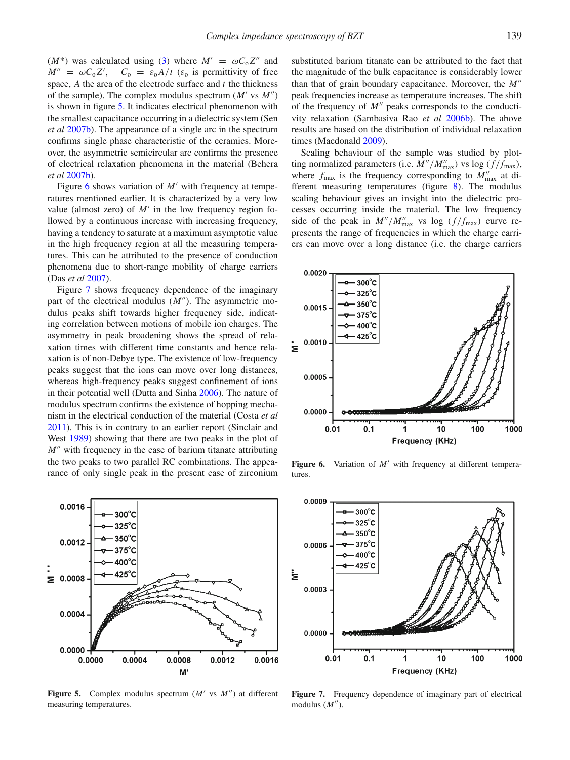($M^*$) was calculated using (3) where $M' = \omega C_o Z''$ and $M'' = \omega C_o Z'$, $C_o = \varepsilon_o A/t$ ($\varepsilon_o$ is permittivity of free space, $A$ the area of the electrode surface and $t$ the thickness of the sample). The complex modulus spectrum ($M'$ vs $M''$) is shown in figure 5. It indicates electrical phenomenon with the smallest capacitance occurring in a dielectric system (Sen *et al* 2007b). The appearance of a single arc in the spectrum confirms single phase characteristic of the ceramics. Moreover, the asymmetric semicircular arc confirms the presence of electrical relaxation phenomena in the material (Behera *et al* 2007b).

Figure 6 shows variation of $M'$ with frequency at temperatures mentioned earlier. It is characterized by a very low value (almost zero) of $M'$ in the low frequency region followed by a continuous increase with increasing frequency, having a tendency to saturate at a maximum asymptotic value in the high frequency region at all the measuring temperatures. This can be attributed to the presence of conduction phenomena due to short-range mobility of charge carriers (Das *et al* 2007).

Figure 7 shows frequency dependence of the imaginary part of the electrical modulus ($M''$). The asymmetric modulus peaks shift towards higher frequency side, indicating correlation between motions of mobile ion charges. The asymmetry in peak broadening shows the spread of relaxation times with different time constants and hence relaxation is of non-Debye type. The existence of low-frequency peaks suggest that the ions can move over long distances, whereas high-frequency peaks suggest confinement of ions in their potential well (Dutta and Sinha 2006). The nature of modulus spectrum confirms the existence of hopping mechanism in the electrical conduction of the material (Costa *et al* 2011). This is in contrary to an earlier report (Sinclair and West 1989) showing that there are two peaks in the plot of $M''$ with frequency in the case of barium titanate attributing the two peaks to two parallel RC combinations. The appearance of only single peak in the present case of zirconium substituted barium titanate can be attributed to the fact that the magnitude of the bulk capacitance is considerably lower than that of grain boundary capacitance. Moreover, the $M''$ peak frequencies increase as temperature increases. The shift of the frequency of $M''$ peaks corresponds to the conductivity relaxation (Sambasiva Rao *et al* 2006b). The above results are based on the distribution of individual relaxation times (Macdonald 2009).

Scaling behaviour of the sample was studied by plotting normalized parameters (i.e. $M''/M''_{\max}$) vs log ($f/f_{\max}$), where $f_{\max}$ is the frequency corresponding to $M''_{\max}$ at different measuring temperatures (figure 8). The modulus scaling behaviour gives an insight into the dielectric processes occurring inside the material. The low frequency side of the peak in $M''/M''_{\max}$ vs log ($f/f_{\max}$) curve represents the range of frequencies in which the charge carriers can move over a long distance (i.e. the charge carriers

**Figure 6.** Variation of $M'$ with frequency at different temperatures.

**Figure 5.** Complex modulus spectrum ($M'$ vs $M''$) at different measuring temperatures.

**Figure 7.** Frequency dependence of imaginary part of electrical modulus ($M''$).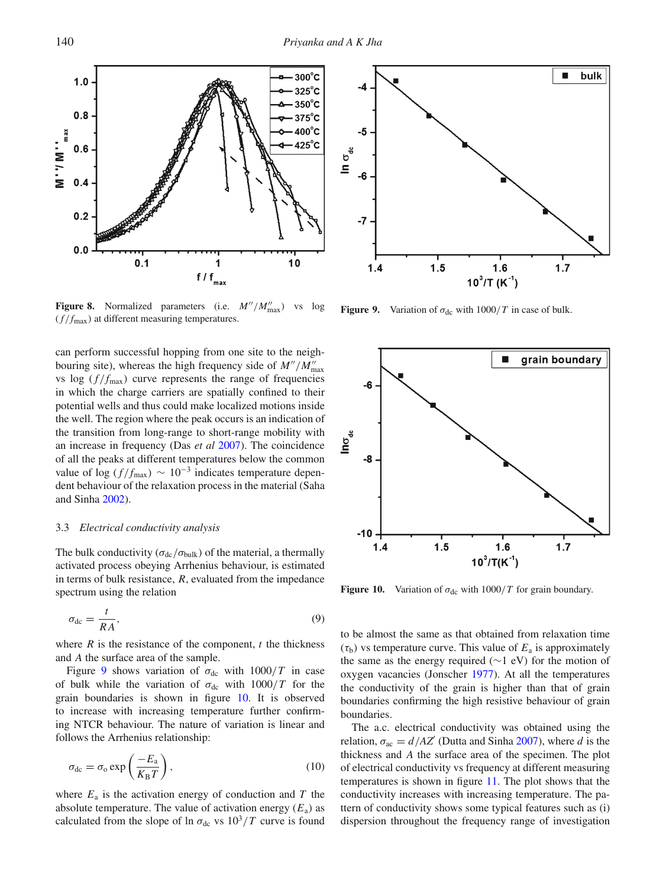Figure 8. Normalized parameters (i.e. $M''/M''_{max}$) vs log $(f/f_{max})$ at different measuring temperatures.

Figure 9. Variation of $\sigma_{dc}$ with $1000/T$ in case of bulk.

can perform successful hopping from one site to the neighbouring site), whereas the high frequency side of $M''/M''_{max}$ vs log $(f/f_{max})$ curve represents the range of frequencies in which the charge carriers are spatially confined to their potential wells and thus could make localized motions inside the well. The region where the peak occurs is an indication of the transition from long-range to short-range mobility with an increase in frequency (Das *et al* 2007). The coincidence of all the peaks at different temperatures below the common value of log $(f/f_{max}) \sim 10^{-3}$ indicates temperature dependent behaviour of the relaxation process in the material (Saha and Sinha 2002).

### 3.3 *Electrical conductivity analysis*

The bulk conductivity ($\sigma_{dc}/\sigma_{bulk}$) of the material, a thermally activated process obeying Arrhenius behaviour, is estimated in terms of bulk resistance, $R$, evaluated from the impedance spectrum using the relation

$$\sigma_{dc} = \frac{t}{RA}, \tag{9}$$

where $R$ is the resistance of the component, $t$ the thickness and $A$ the surface area of the sample.

Figure 9 shows variation of $\sigma_{dc}$ with $1000/T$ in case of bulk while the variation of $\sigma_{dc}$ with $1000/T$ for the grain boundaries is shown in figure 10. It is observed to increase with increasing temperature further confirming NTCR behaviour. The nature of variation is linear and follows the Arrhenius relationship:

$$\sigma_{dc} = \sigma_o \exp\left(\frac{-E_a}{K_B T}\right), \tag{10}$$

where $E_a$ is the activation energy of conduction and $T$ the absolute temperature. The value of activation energy ($E_a$) as calculated from the slope of ln $\sigma_{dc}$ vs $10^3/T$ curve is found to be almost the same as that obtained from relaxation time ($\tau_b$) vs temperature curve. This value of $E_a$ is approximately the same as the energy required ($\sim$1 eV) for the motion of oxygen vacancies (Jonscher 1977). At all the temperatures the conductivity of the grain is higher than that of grain boundaries confirming the high resistive behaviour of grain boundaries.

Figure 10. Variation of $\sigma_{dc}$ with $1000/T$ for grain boundary.

The a.c. electrical conductivity was obtained using the relation, $\sigma_{ac} = d/AZ'$ (Dutta and Sinha 2007), where $d$ is the thickness and $A$ the surface area of the specimen. The plot of electrical conductivity vs frequency at different measuring temperatures is shown in figure 11. The plot shows that the conductivity increases with increasing temperature. The pattern of conductivity shows some typical features such as (i) dispersion throughout the frequency range of investigation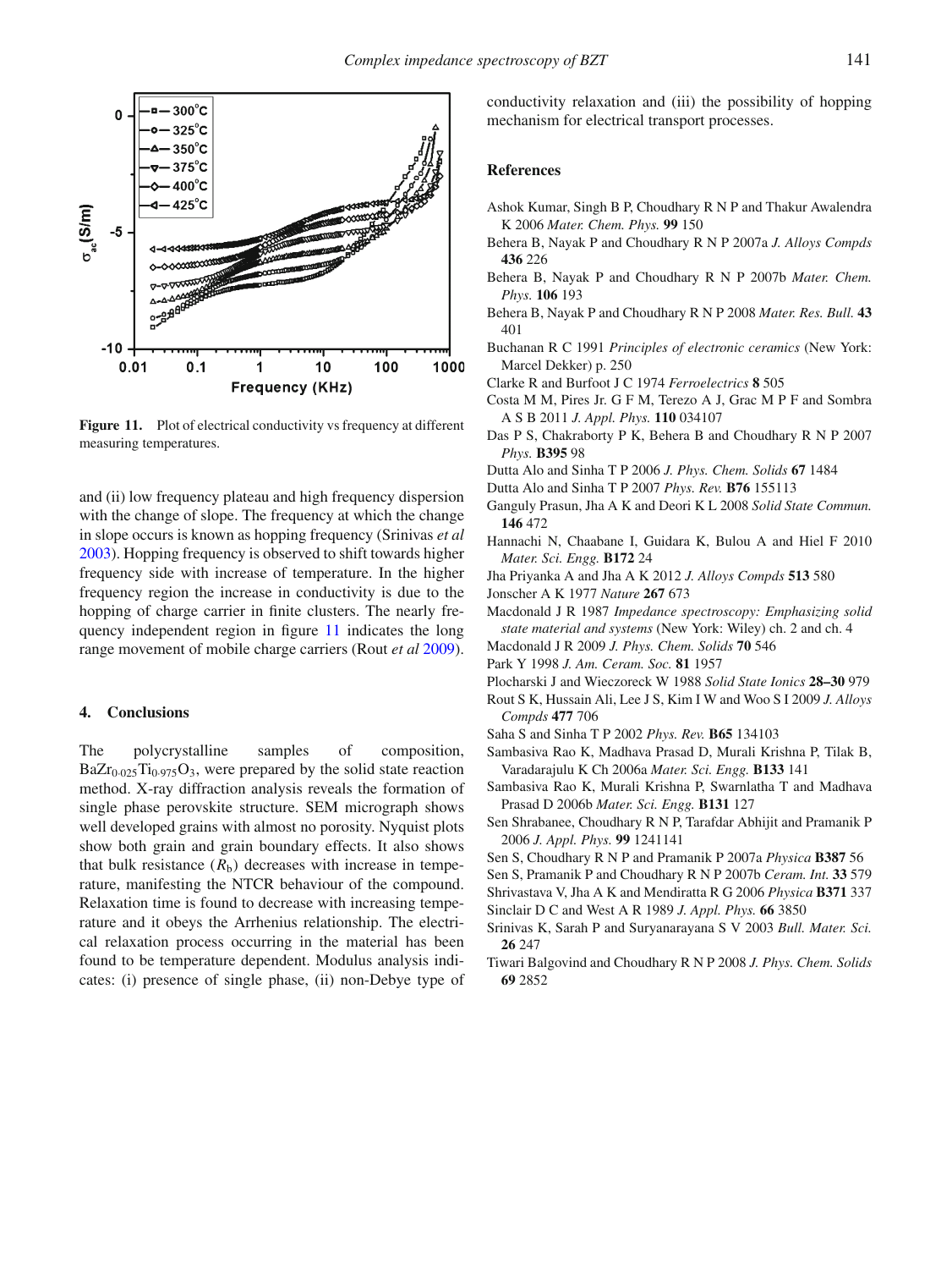0

-5

-10

$\sigma_{ac}$ (S/m)

0.01 0.1 1 10 100 1000

Frequency (KHz)

300°C
325°C
350°C
375°C
400°C
425°C

**Figure 11.** Plot of electrical conductivity vs frequency at different measuring temperatures.

and (ii) low frequency plateau and high frequency dispersion with the change of slope. The frequency at which the change in slope occurs is known as hopping frequency (Srinivas *et al* 2003). Hopping frequency is observed to shift towards higher frequency side with increase of temperature. In the higher frequency region the increase in conductivity is due to the hopping of charge carrier in finite clusters. The nearly frequency independent region in figure 11 indicates the long range movement of mobile charge carriers (Rout *et al* 2009).

## 4. Conclusions

The polycrystalline samples of composition, $BaZr_{0.025}Ti_{0.975}O_3$, were prepared by the solid state reaction method. X-ray diffraction analysis reveals the formation of single phase perovskite structure. SEM micrograph shows well developed grains with almost no porosity. Nyquist plots show both grain and grain boundary effects. It also shows that bulk resistance ($R_b$) decreases with increase in temperature, manifesting the NTCR behaviour of the compound. Relaxation time is found to decrease with increasing temperature and it obeys the Arrhenius relationship. The electrical relaxation process occurring in the material has been found to be temperature dependent. Modulus analysis indicates: (i) presence of single phase, (ii) non-Debye type of conductivity relaxation and (iii) the possibility of hopping mechanism for electrical transport processes.

## References

Ashok Kumar, Singh B P, Choudhary R N P and Thakur Awalendra K 2006 *Mater. Chem. Phys.* **99** 150

Behera B, Nayak P and Choudhary R N P 2007a *J. Alloys Compds* **436** 226

Behera B, Nayak P and Choudhary R N P 2007b *Mater. Chem. Phys.* **106** 193

Behera B, Nayak P and Choudhary R N P 2008 *Mater. Res. Bull.* **43** 401

Buchanan R C 1991 *Principles of electronic ceramics* (New York: Marcel Dekker) p. 250

Clarke R and Burfoot J C 1974 *Ferroelectrics* **8** 505

Costa M M, Pires Jr. G F M, Terezo A J, Grac M P F and Sombra A S B 2011 *J. Appl. Phys.* **110** 034107

Das P S, Chakraborty P K, Behera B and Choudhary R N P 2007 *Phys.* **B395** 98

Dutta Alo and Sinha T P 2006 *J. Phys. Chem. Solids* **67** 1484

Dutta Alo and Sinha T P 2007 *Phys. Rev.* **B76** 155113

Ganguly Prasun, Jha A K and Deori K L 2008 *Solid State Commun.* **146** 472

Hannachi N, Chaabane I, Guidara K, Bulou A and Hiel F 2010 *Mater. Sci. Engg.* **B172** 24

Jha Priyanka A and Jha A K 2012 *J. Alloys Compds* **513** 580

Jonscher A K 1977 *Nature* **267** 673

Macdonald J R 1987 *Impedance spectroscopy: Emphasizing solid state material and systems* (New York: Wiley) ch. 2 and ch. 4

Macdonald J R 2009 *J. Phys. Chem. Solids* **70** 546

Park Y 1998 *J. Am. Ceram. Soc.* **81** 1957

Plocharski J and Wieczoreck W 1988 *Solid State Ionics* **28–30** 979

Rout S K, Hussain Ali, Lee J S, Kim I W and Woo S I 2009 *J. Alloys Compds* **477** 706

Saha S and Sinha T P 2002 *Phys. Rev.* **B65** 134103

Sambasiva Rao K, Madhava Prasad D, Murali Krishna P, Tilak B, Varadarajulu K Ch 2006a *Mater. Sci. Engg.* **B133** 141

Sambasiva Rao K, Murali Krishna P, Swarnlatha T and Madhava Prasad D 2006b *Mater. Sci. Engg.* **B131** 127

Sen Shrabanee, Choudhary R N P, Tarafdar Abhijit and Pramanik P 2006 *J. Appl. Phys.* **99** 1241141

Sen S, Choudhary R N P and Pramanik P 2007a *Physica* **B387** 56

Sen S, Pramanik P and Choudhary R N P 2007b *Ceram. Int.* **33** 579

Shrivastava V, Jha A K and Mendiratta R G 2006 *Physica* **B371** 337

Sinclair D C and West A R 1989 *J. Appl. Phys.* **66** 3850

Srinivas K, Sarah P and Suryanarayana S V 2003 *Bull. Mater. Sci.* **26** 247

Tiwari Balgovind and Choudhary R N P 2008 *J. Phys. Chem. Solids* **69** 2852